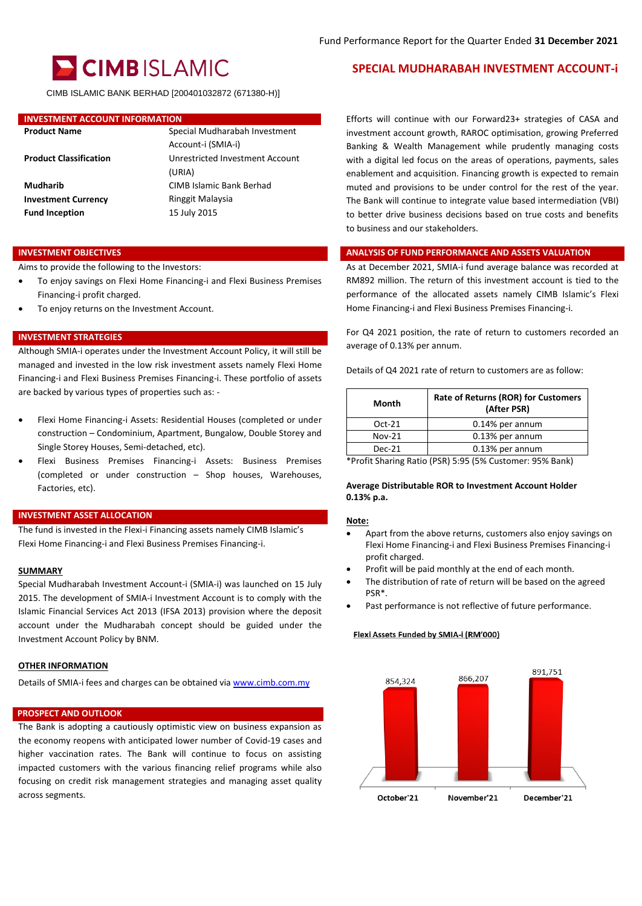Fund Performance Report for the Quarter Ended **31 December 2021**

# CIMB ISLAMIC

CIMB ISLAMIC BANK BERHAD [200401032872 (671380-H)]

# SPECIAL MUDHARABAH INVESTMENT ACCOUNT-i

## INVESTMENT ACCOUNT INFORMATION

| | |
|---|---|
| **Product Name** | Special Mudharabah Investment Account-i (SMIA-i) |
| **Product Classification** | Unrestricted Investment Account (URIA) |
| **Mudharib** | CIMB Islamic Bank Berhad |
| **Investment Currency** | Ringgit Malaysia |
| **Fund Inception** | 15 July 2015 |

## INVESTMENT OBJECTIVES

Aims to provide the following to the Investors:

- To enjoy savings on Flexi Home Financing-i and Flexi Business Premises Financing-i profit charged.
- To enjoy returns on the Investment Account.

## INVESTMENT STRATEGIES

Although SMIA-i operates under the Investment Account Policy, it will still be managed and invested in the low risk investment assets namely Flexi Home Financing-i and Flexi Business Premises Financing-i. These portfolio of assets are backed by various types of properties such as: -

- Flexi Home Financing-i Assets: Residential Houses (completed or under construction – Condominium, Apartment, Bungalow, Double Storey and Single Storey Houses, Semi-detached, etc).
- Flexi Business Premises Financing-i Assets: Business Premises (completed or under construction – Shop houses, Warehouses, Factories, etc).

## INVESTMENT ASSET ALLOCATION

The fund is invested in the Flexi-i Financing assets namely CIMB Islamic's Flexi Home Financing-i and Flexi Business Premises Financing-i.

### SUMMARY

Special Mudharabah Investment Account-i (SMIA-i) was launched on 15 July 2015. The development of SMIA-i Investment Account is to comply with the Islamic Financial Services Act 2013 (IFSA 2013) provision where the deposit account under the Mudharabah concept should be guided under the Investment Account Policy by BNM.

### OTHER INFORMATION

Details of SMIA-i fees and charges can be obtained via www.cimb.com.my

## PROSPECT AND OUTLOOK

The Bank is adopting a cautiously optimistic view on business expansion as the economy reopens with anticipated lower number of Covid-19 cases and higher vaccination rates. The Bank will continue to focus on assisting impacted customers with the various financing relief programs while also focusing on credit risk management strategies and managing asset quality across segments.

Efforts will continue with our Forward23+ strategies of CASA and investment account growth, RAROC optimisation, growing Preferred Banking & Wealth Management while prudently managing costs with a digital led focus on the areas of operations, payments, sales enablement and acquisition. Financing growth is expected to remain muted and provisions to be under control for the rest of the year. The Bank will continue to integrate value based intermediation (VBI) to better drive business decisions based on true costs and benefits to business and our stakeholders.

## ANALYSIS OF FUND PERFORMANCE AND ASSETS VALUATION

As at December 2021, SMIA-i fund average balance was recorded at RM892 million. The return of this investment account is tied to the performance of the allocated assets namely CIMB Islamic's Flexi Home Financing-i and Flexi Business Premises Financing-i.

For Q4 2021 position, the rate of return to customers recorded an average of 0.13% per annum.

Details of Q4 2021 rate of return to customers are as follow:

| Month | Rate of Returns (ROR) for Customers (After PSR) |
|---|---|
| Oct-21 | 0.14% per annum |
| Nov-21 | 0.13% per annum |
| Dec-21 | 0.13% per annum |

*Profit Sharing Ratio (PSR) 5:95 (5% Customer: 95% Bank)

**Average Distributable ROR to Investment Account Holder 0.13% p.a.**

**Note:**

- Apart from the above returns, customers also enjoy savings on Flexi Home Financing-i and Flexi Business Premises Financing-i profit charged.
- Profit will be paid monthly at the end of each month.
- The distribution of rate of return will be based on the agreed PSR*.
- Past performance is not reflective of future performance.

**Flexi Assets Funded by SMIA-i (RM'000)**

| October'21 | November'21 | December'21 |
|---|---|---|
| 854,324 | 866,207 | 891,751 |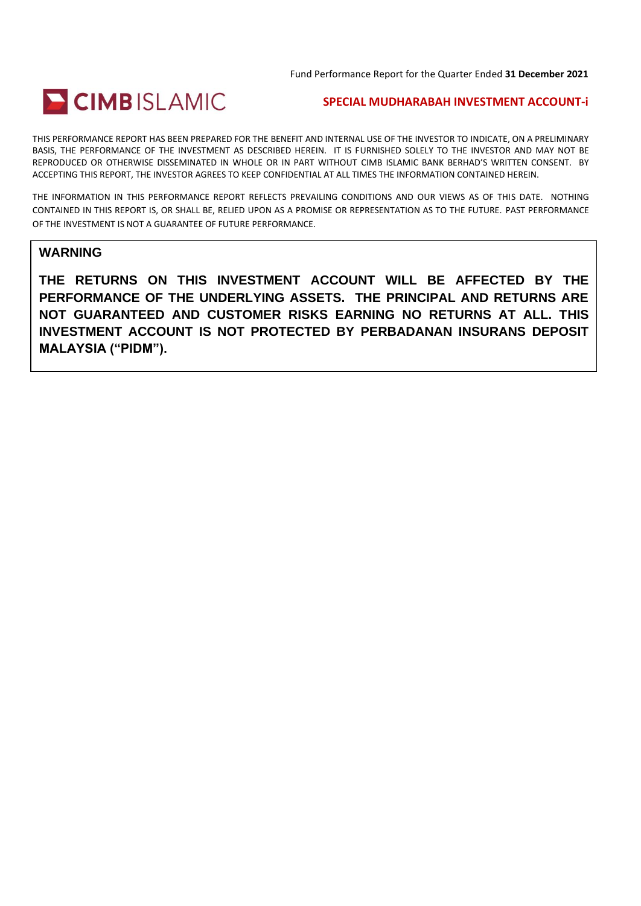Fund Performance Report for the Quarter Ended **31 December 2021**

CIMB ISLAMIC

**SPECIAL MUDHARABAH INVESTMENT ACCOUNT-i**

THIS PERFORMANCE REPORT HAS BEEN PREPARED FOR THE BENEFIT AND INTERNAL USE OF THE INVESTOR TO INDICATE, ON A PRELIMINARY BASIS, THE PERFORMANCE OF THE INVESTMENT AS DESCRIBED HEREIN. IT IS FURNISHED SOLELY TO THE INVESTOR AND MAY NOT BE REPRODUCED OR OTHERWISE DISSEMINATED IN WHOLE OR IN PART WITHOUT CIMB ISLAMIC BANK BERHAD'S WRITTEN CONSENT. BY ACCEPTING THIS REPORT, THE INVESTOR AGREES TO KEEP CONFIDENTIAL AT ALL TIMES THE INFORMATION CONTAINED HEREIN.

THE INFORMATION IN THIS PERFORMANCE REPORT REFLECTS PREVAILING CONDITIONS AND OUR VIEWS AS OF THIS DATE. NOTHING CONTAINED IN THIS REPORT IS, OR SHALL BE, RELIED UPON AS A PROMISE OR REPRESENTATION AS TO THE FUTURE. PAST PERFORMANCE OF THE INVESTMENT IS NOT A GUARANTEE OF FUTURE PERFORMANCE.

**WARNING**

**THE RETURNS ON THIS INVESTMENT ACCOUNT WILL BE AFFECTED BY THE PERFORMANCE OF THE UNDERLYING ASSETS. THE PRINCIPAL AND RETURNS ARE NOT GUARANTEED AND CUSTOMER RISKS EARNING NO RETURNS AT ALL. THIS INVESTMENT ACCOUNT IS NOT PROTECTED BY PERBADANAN INSURANS DEPOSIT MALAYSIA ("PIDM").**